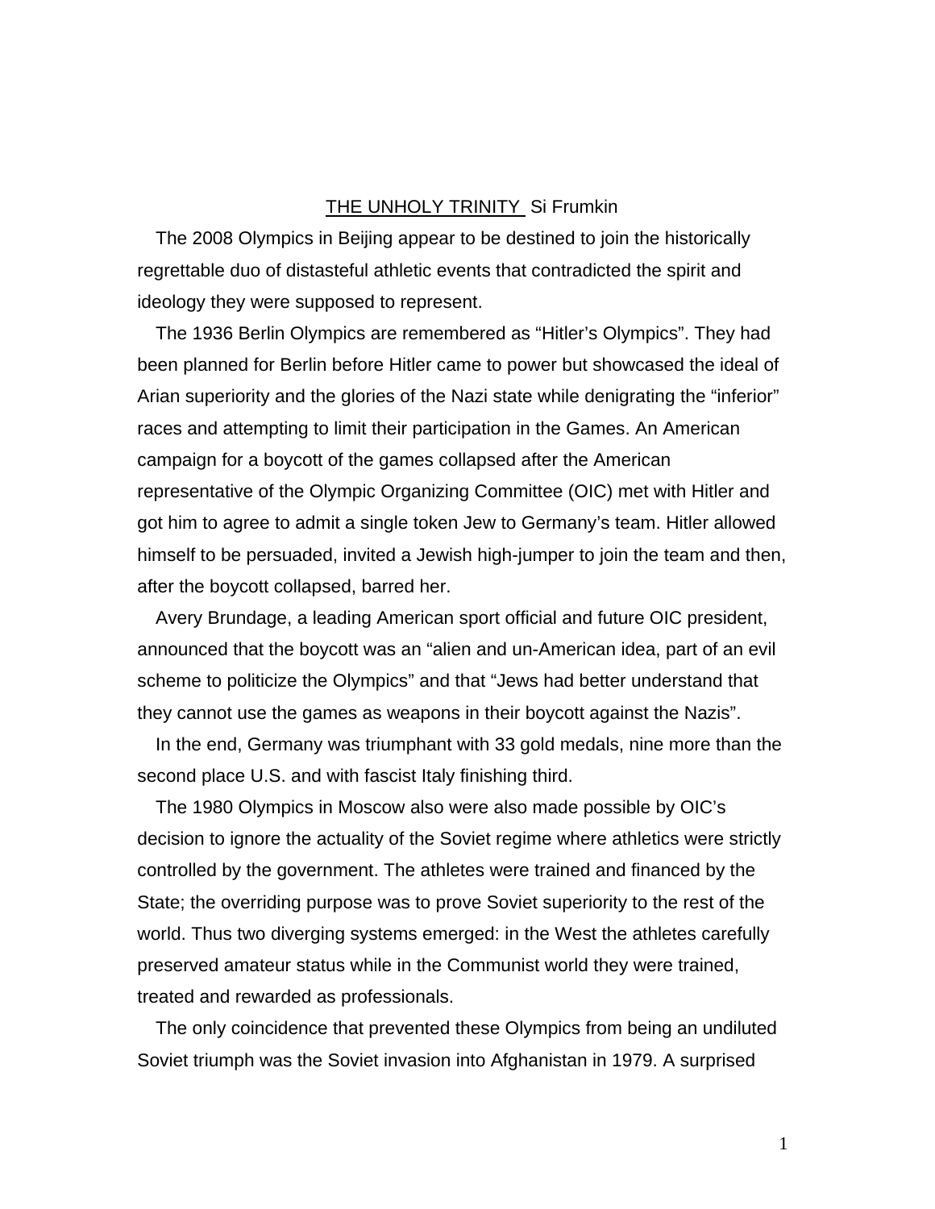THE UNHOLY TRINITY Si Frumkin

The 2008 Olympics in Beijing appear to be destined to join the historically regrettable duo of distasteful athletic events that contradicted the spirit and ideology they were supposed to represent.

The 1936 Berlin Olympics are remembered as "Hitler's Olympics". They had been planned for Berlin before Hitler came to power but showcased the ideal of Arian superiority and the glories of the Nazi state while denigrating the "inferior" races and attempting to limit their participation in the Games. An American campaign for a boycott of the games collapsed after the American representative of the Olympic Organizing Committee (OIC) met with Hitler and got him to agree to admit a single token Jew to Germany's team. Hitler allowed himself to be persuaded, invited a Jewish high-jumper to join the team and then, after the boycott collapsed, barred her.

Avery Brundage, a leading American sport official and future OIC president, announced that the boycott was an "alien and un-American idea, part of an evil scheme to politicize the Olympics" and that "Jews had better understand that they cannot use the games as weapons in their boycott against the Nazis".

In the end, Germany was triumphant with 33 gold medals, nine more than the second place U.S. and with fascist Italy finishing third.

The 1980 Olympics in Moscow also were also made possible by OIC's decision to ignore the actuality of the Soviet regime where athletics were strictly controlled by the government. The athletes were trained and financed by the State; the overriding purpose was to prove Soviet superiority to the rest of the world. Thus two diverging systems emerged: in the West the athletes carefully preserved amateur status while in the Communist world they were trained, treated and rewarded as professionals.

The only coincidence that prevented these Olympics from being an undiluted Soviet triumph was the Soviet invasion into Afghanistan in 1979. A surprised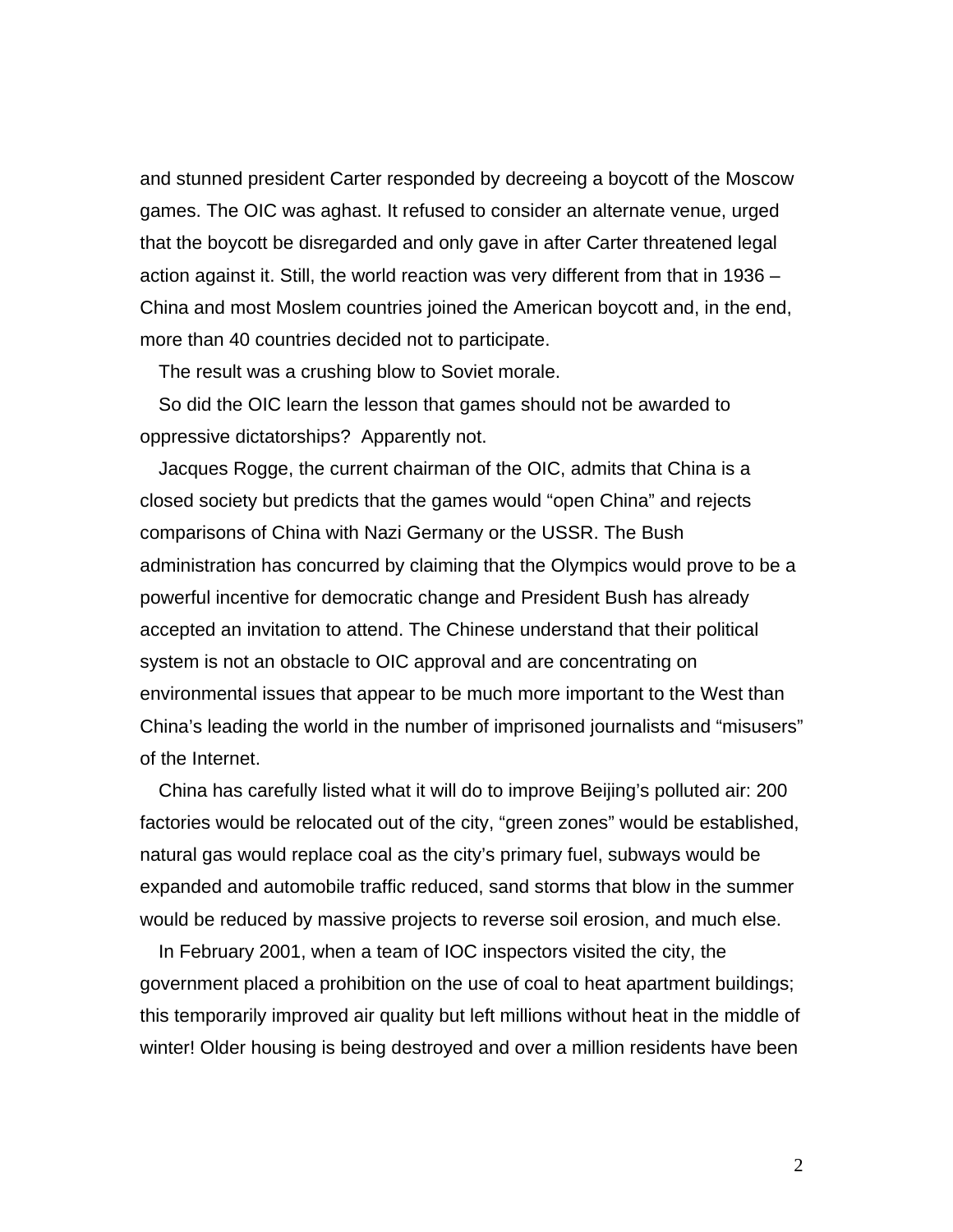and stunned president Carter responded by decreeing a boycott of the Moscow games. The OIC was aghast. It refused to consider an alternate venue, urged that the boycott be disregarded and only gave in after Carter threatened legal action against it. Still, the world reaction was very different from that in 1936 – China and most Moslem countries joined the American boycott and, in the end, more than 40 countries decided not to participate.

The result was a crushing blow to Soviet morale.

So did the OIC learn the lesson that games should not be awarded to oppressive dictatorships? Apparently not.

Jacques Rogge, the current chairman of the OIC, admits that China is a closed society but predicts that the games would "open China" and rejects comparisons of China with Nazi Germany or the USSR. The Bush administration has concurred by claiming that the Olympics would prove to be a powerful incentive for democratic change and President Bush has already accepted an invitation to attend. The Chinese understand that their political system is not an obstacle to OIC approval and are concentrating on environmental issues that appear to be much more important to the West than China's leading the world in the number of imprisoned journalists and "misusers" of the Internet.

China has carefully listed what it will do to improve Beijing's polluted air: 200 factories would be relocated out of the city, "green zones" would be established, natural gas would replace coal as the city's primary fuel, subways would be expanded and automobile traffic reduced, sand storms that blow in the summer would be reduced by massive projects to reverse soil erosion, and much else.

In February 2001, when a team of IOC inspectors visited the city, the government placed a prohibition on the use of coal to heat apartment buildings; this temporarily improved air quality but left millions without heat in the middle of winter! Older housing is being destroyed and over a million residents have been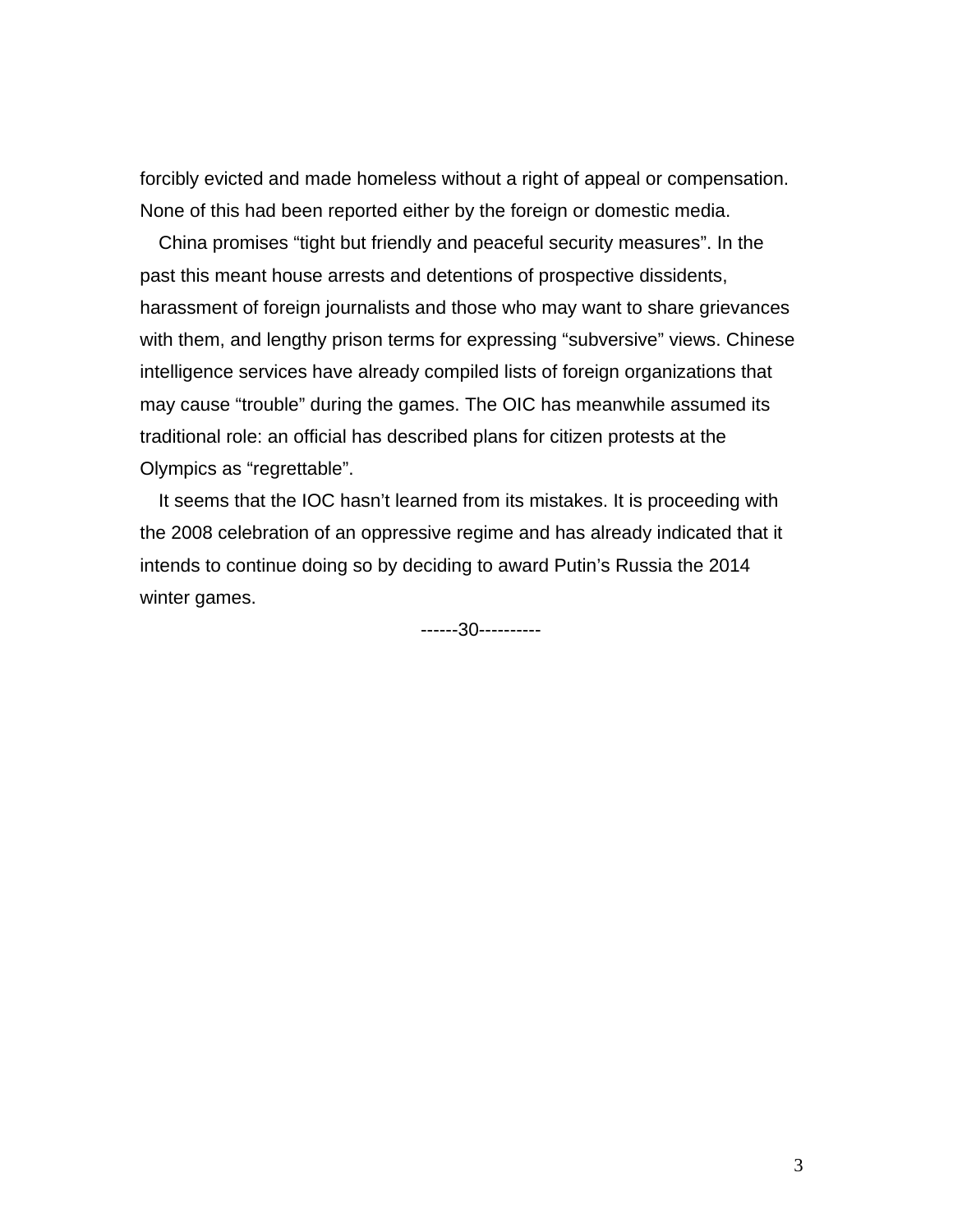forcibly evicted and made homeless without a right of appeal or compensation. None of this had been reported either by the foreign or domestic media.

China promises “tight but friendly and peaceful security measures”. In the past this meant house arrests and detentions of prospective dissidents, harassment of foreign journalists and those who may want to share grievances with them, and lengthy prison terms for expressing “subversive” views. Chinese intelligence services have already compiled lists of foreign organizations that may cause “trouble” during the games. The OIC has meanwhile assumed its traditional role: an official has described plans for citizen protests at the Olympics as “regrettable”.

It seems that the IOC hasn’t learned from its mistakes. It is proceeding with the 2008 celebration of an oppressive regime and has already indicated that it intends to continue doing so by deciding to award Putin’s Russia the 2014 winter games.

------30----------